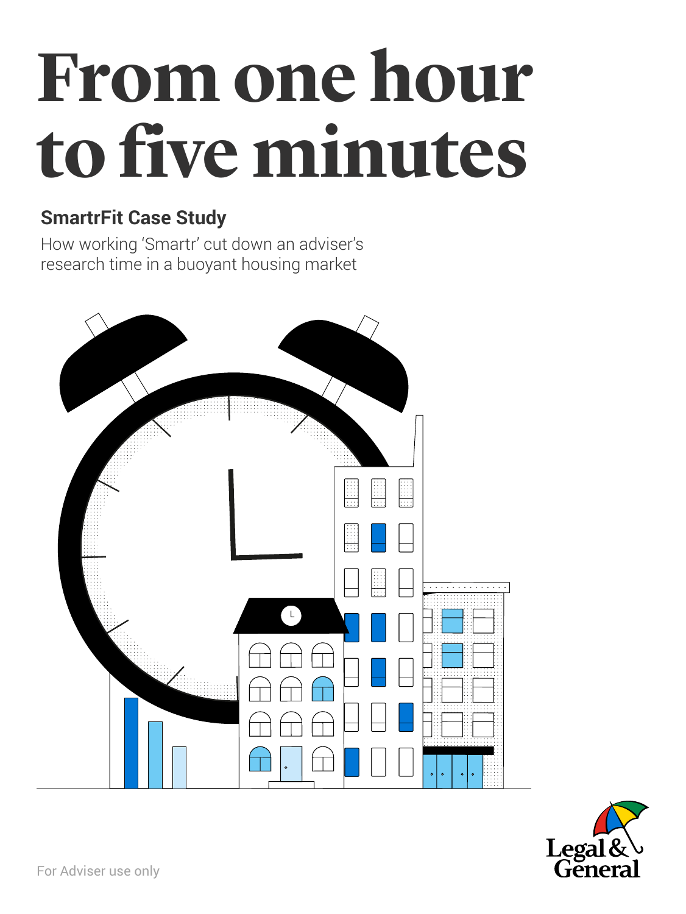# From one hour to five minutes

## SmartrFit Case Study

How working 'Smartr' cut down an adviser's research time in a buoyant housing market

For Adviser use only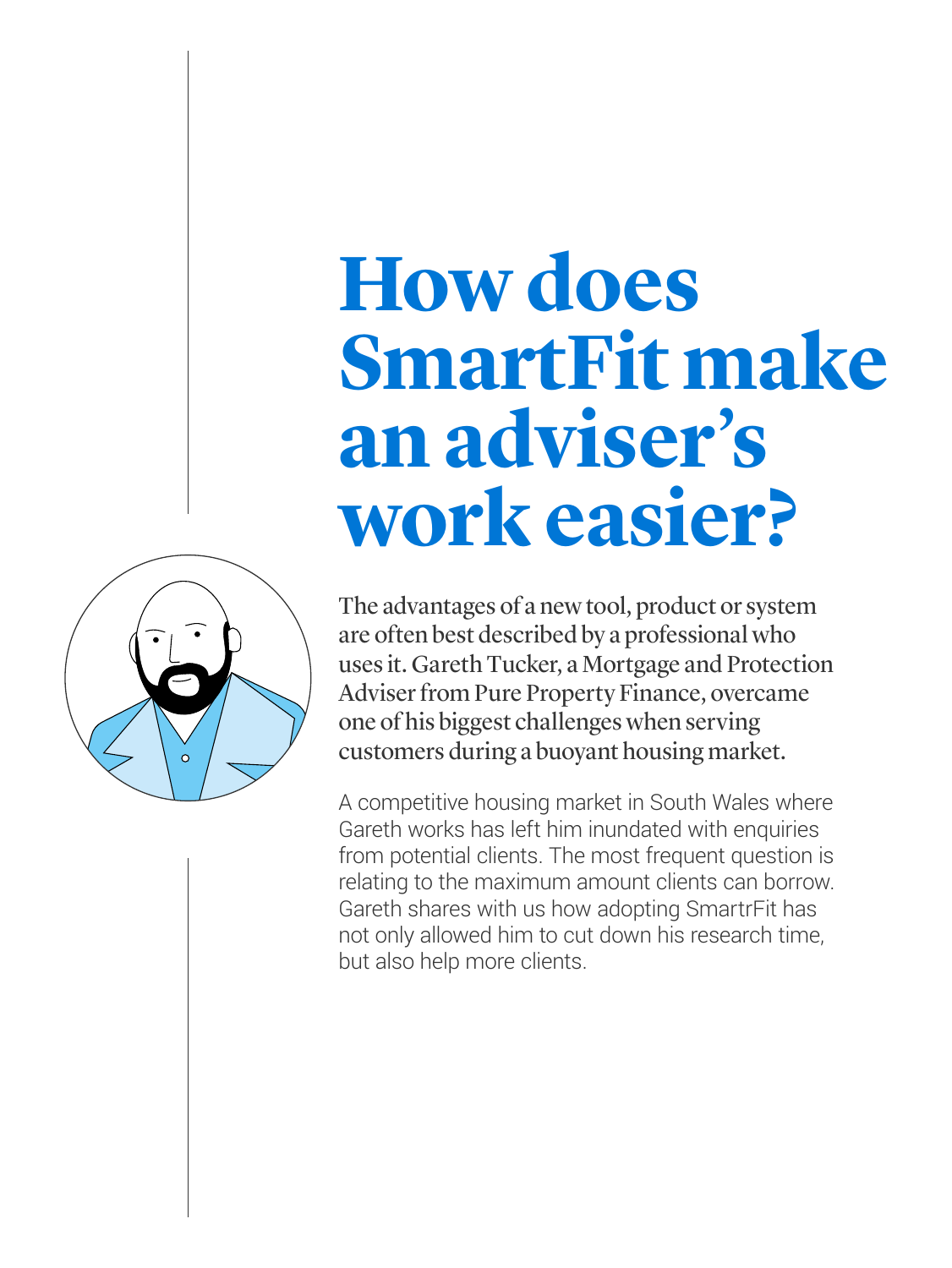# How does SmartFit make an adviser's work easier?

The advantages of a new tool, product or system are often best described by a professional who uses it. Gareth Tucker, a Mortgage and Protection Adviser from Pure Property Finance, overcame one of his biggest challenges when serving customers during a buoyant housing market.

A competitive housing market in South Wales where Gareth works has left him inundated with enquiries from potential clients. The most frequent question is relating to the maximum amount clients can borrow. Gareth shares with us how adopting SmartrFit has not only allowed him to cut down his research time, but also help more clients.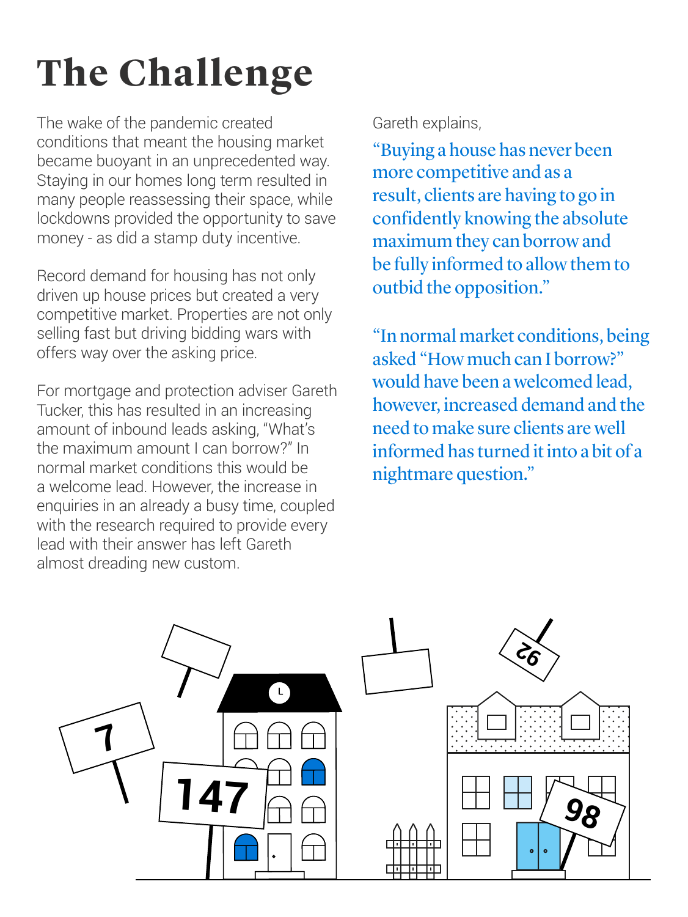# The Challenge

The wake of the pandemic created conditions that meant the housing market became buoyant in an unprecedented way. Staying in our homes long term resulted in many people reassessing their space, while lockdowns provided the opportunity to save money - as did a stamp duty incentive.

Record demand for housing has not only driven up house prices but created a very competitive market. Properties are not only selling fast but driving bidding wars with offers way over the asking price.

For mortgage and protection adviser Gareth Tucker, this has resulted in an increasing amount of inbound leads asking, "What's the maximum amount I can borrow?" In normal market conditions this would be a welcome lead. However, the increase in enquiries in an already a busy time, coupled with the research required to provide every lead with their answer has left Gareth almost dreading new custom.

Gareth explains,

"Buying a house has never been more competitive and as a result, clients are having to go in confidently knowing the absolute maximum they can borrow and be fully informed to allow them to outbid the opposition."

"In normal market conditions, being asked "How much can I borrow?" would have been a welcomed lead, however, increased demand and the need to make sure clients are well informed has turned it into a bit of a nightmare question."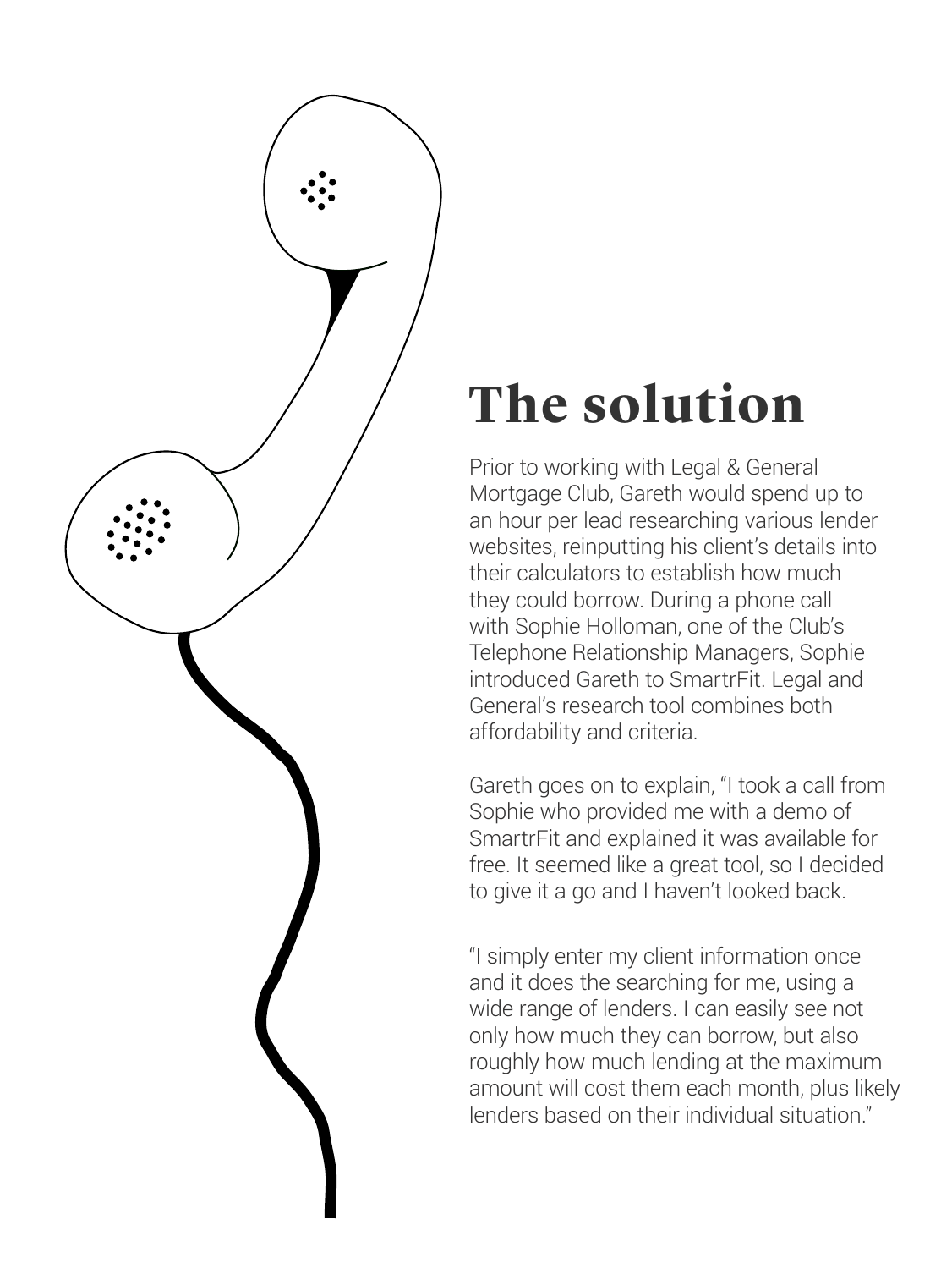# The solution

Prior to working with Legal & General Mortgage Club, Gareth would spend up to an hour per lead researching various lender websites, reinputting his client's details into their calculators to establish how much they could borrow. During a phone call with Sophie Holloman, one of the Club's Telephone Relationship Managers, Sophie introduced Gareth to SmartrFit. Legal and General's research tool combines both affordability and criteria.

Gareth goes on to explain, "I took a call from Sophie who provided me with a demo of SmartrFit and explained it was available for free. It seemed like a great tool, so I decided to give it a go and I haven't looked back.

"I simply enter my client information once and it does the searching for me, using a wide range of lenders. I can easily see not only how much they can borrow, but also roughly how much lending at the maximum amount will cost them each month, plus likely lenders based on their individual situation."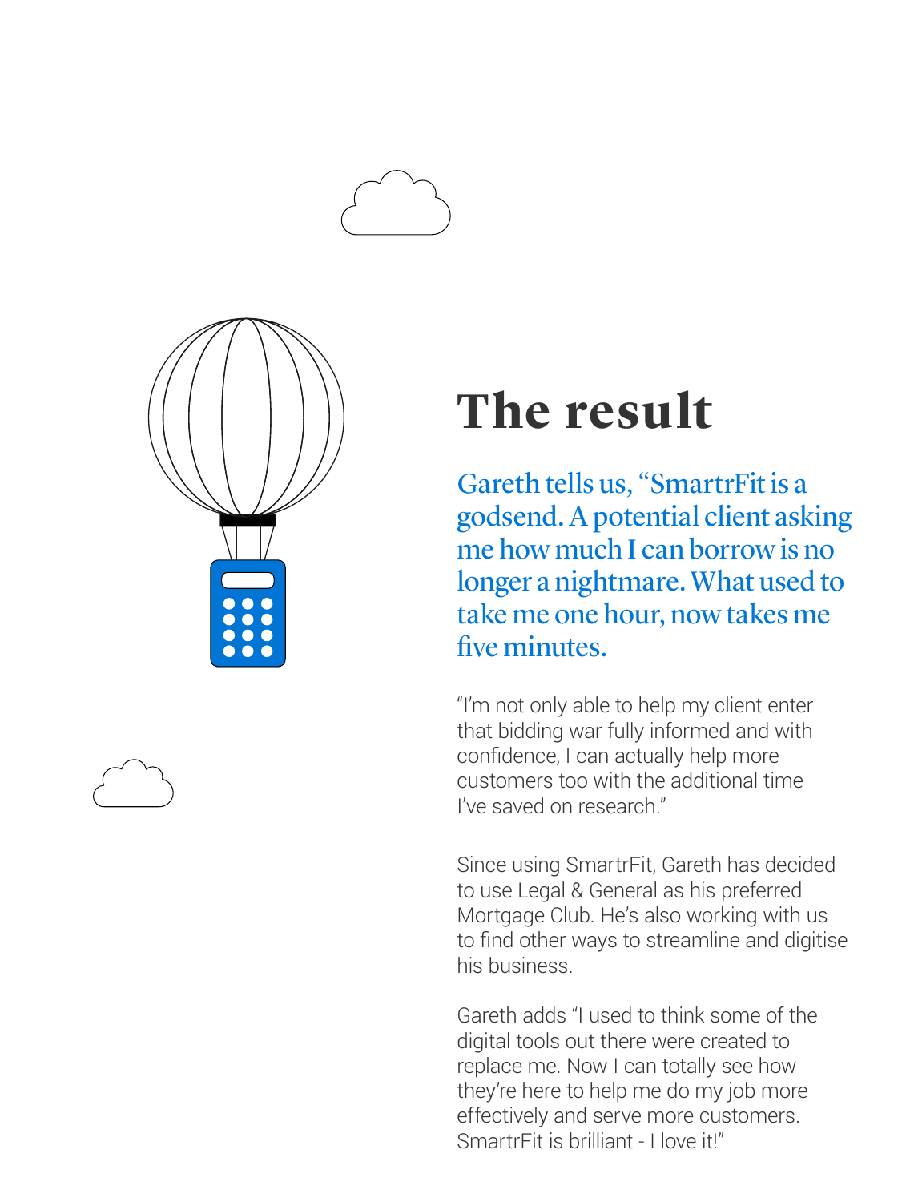# The result

Gareth tells us, "SmartrFit is a godsend. A potential client asking me how much I can borrow is no longer a nightmare. What used to take me one hour, now takes me five minutes.

"I'm not only able to help my client enter that bidding war fully informed and with confidence, I can actually help more customers too with the additional time I've saved on research."

Since using SmartrFit, Gareth has decided to use Legal & General as his preferred Mortgage Club. He's also working with us to find other ways to streamline and digitise his business.

Gareth adds "I used to think some of the digital tools out there were created to replace me. Now I can totally see how they're here to help me do my job more effectively and serve more customers. SmartrFit is brilliant - I love it!"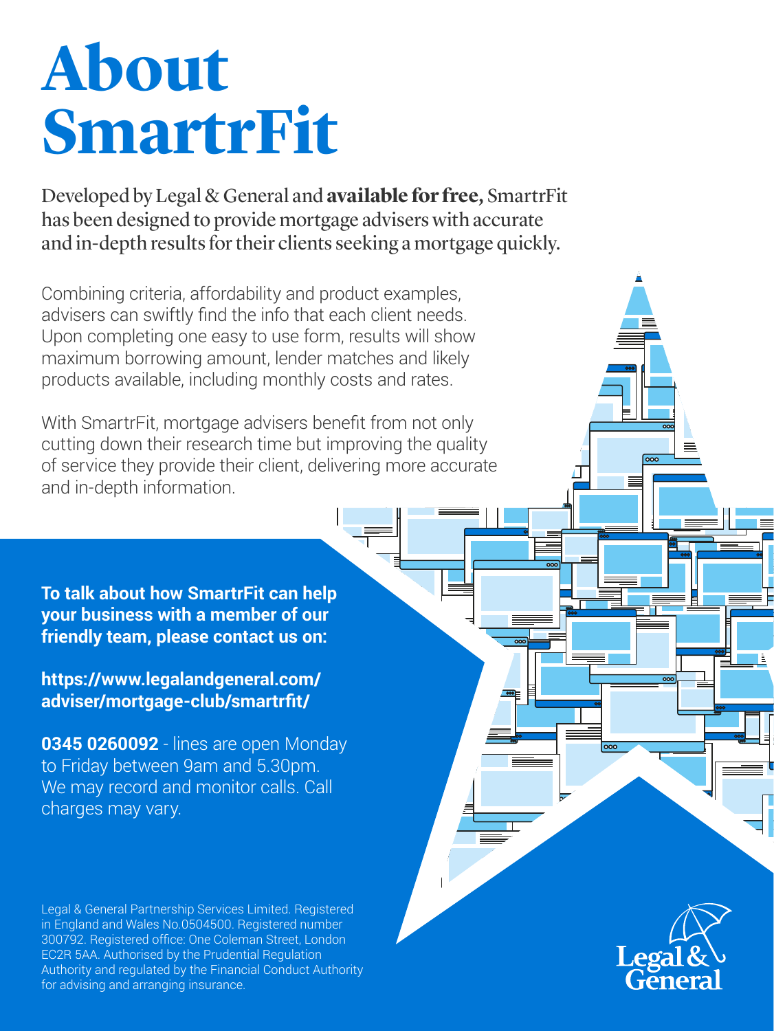# About SmartrFit

Developed by Legal & General and **available for free,** SmartrFit has been designed to provide mortgage advisers with accurate and in-depth results for their clients seeking a mortgage quickly.

Combining criteria, affordability and product examples, advisers can swiftly find the info that each client needs. Upon completing one easy to use form, results will show maximum borrowing amount, lender matches and likely products available, including monthly costs and rates.

With SmartrFit, mortgage advisers benefit from not only cutting down their research time but improving the quality of service they provide their client, delivering more accurate and in-depth information.

**To talk about how SmartrFit can help your business with a member of our friendly team, please contact us on:**

**https://www.legalandgeneral.com/adviser/mortgage-club/smartrfit/**

**0345 0260092** - lines are open Monday to Friday between 9am and 5.30pm. We may record and monitor calls. Call charges may vary.

Legal & General Partnership Services Limited. Registered in England and Wales No.0504500. Registered number 300792. Registered office: One Coleman Street, London EC2R 5AA. Authorised by the Prudential Regulation Authority and regulated by the Financial Conduct Authority for advising and arranging insurance.

Legal & General